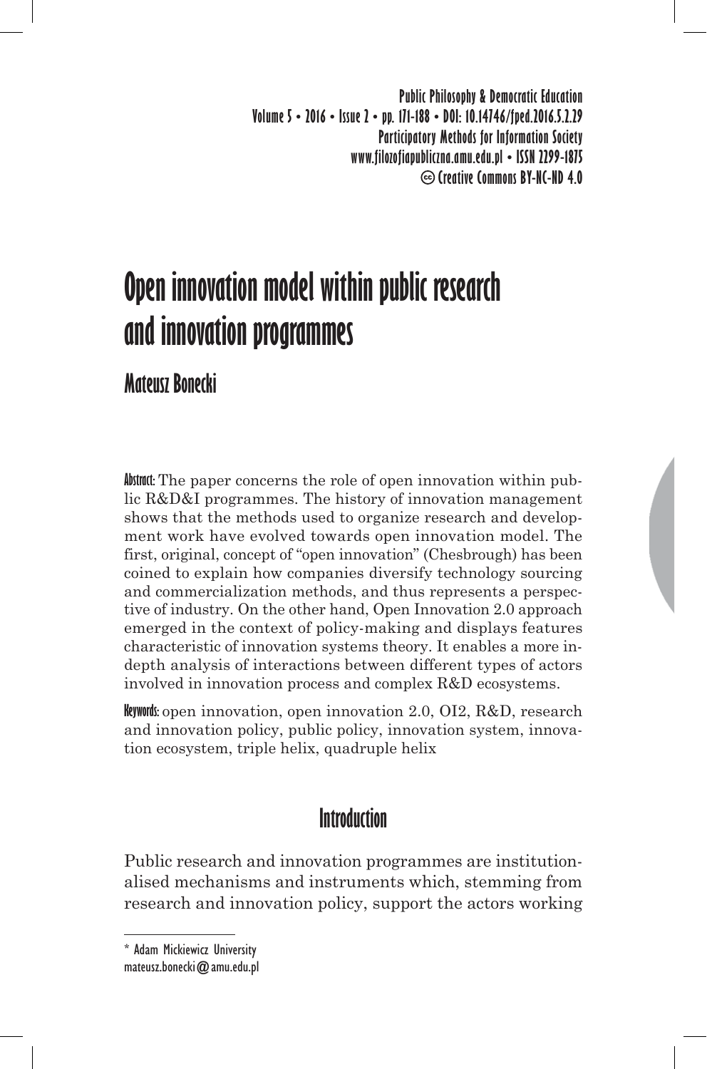# Open innovation model within public research and innovation programmes

**Mateusz Bonecki**

**Abstract:** The paper concerns the role of open innovation within public R&D&I programmes. The history of innovation management shows that the methods used to organize research and development work have evolved towards open innovation model. The first, original, concept of "open innovation" (Chesbrough) has been coined to explain how companies diversify technology sourcing and commercialization methods, and thus represents a perspective of industry. On the other hand, Open Innovation 2.0 approach emerged in the context of policy-making and displays features characteristic of innovation systems theory. It enables a more in-depth analysis of interactions between different types of actors involved in innovation process and complex R&D ecosystems.

**Keywords:** open innovation, open innovation 2.0, OI2, R&D, research and innovation policy, public policy, innovation system, innovation ecosystem, triple helix, quadruple helix

## Introduction

Public research and innovation programmes are institutionalised mechanisms and instruments which, stemming from research and innovation policy, support the actors working

---

\* Adam Mickiewicz University
mateusz.bonecki@amu.edu.pl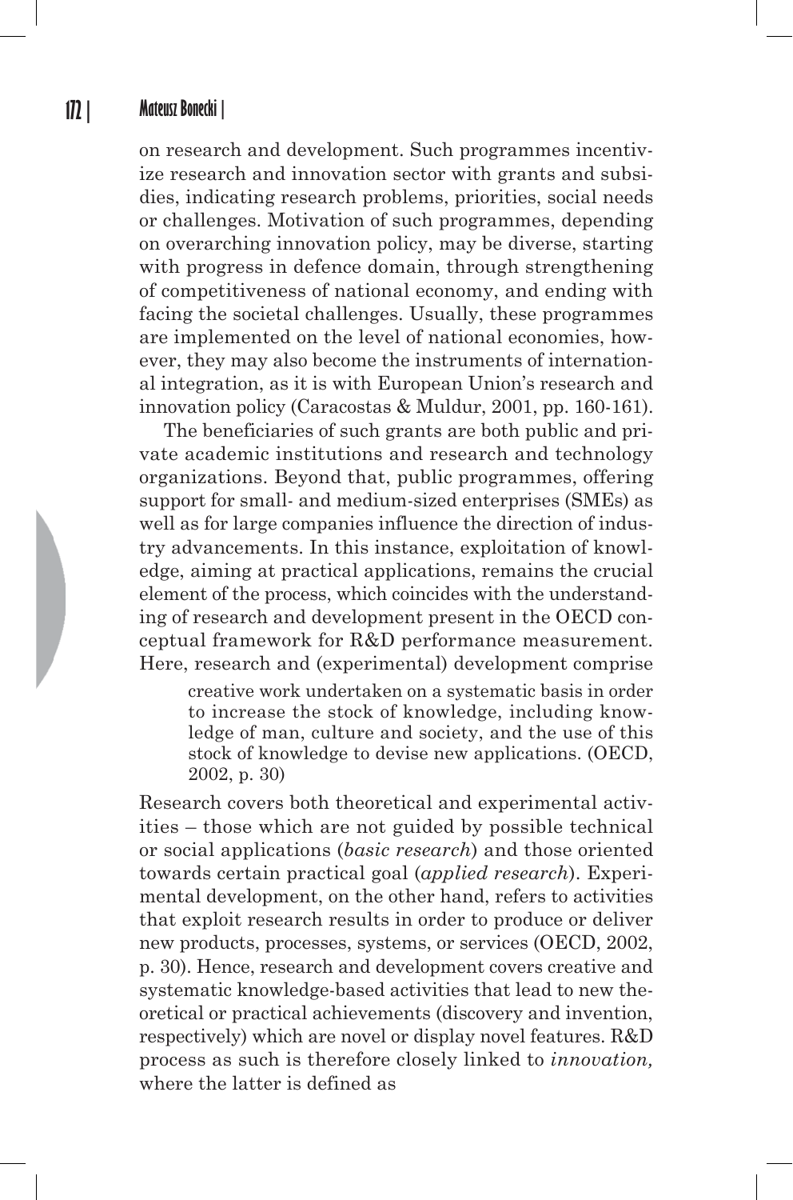on research and development. Such programmes incentivize research and innovation sector with grants and subsidies, indicating research problems, priorities, social needs or challenges. Motivation of such programmes, depending on overarching innovation policy, may be diverse, starting with progress in defence domain, through strengthening of competitiveness of national economy, and ending with facing the societal challenges. Usually, these programmes are implemented on the level of national economies, however, they may also become the instruments of international integration, as it is with European Union's research and innovation policy (Caracostas & Muldur, 2001, pp. 160-161).

The beneficiaries of such grants are both public and private academic institutions and research and technology organizations. Beyond that, public programmes, offering support for small- and medium-sized enterprises (SMEs) as well as for large companies influence the direction of industry advancements. In this instance, exploitation of knowledge, aiming at practical applications, remains the crucial element of the process, which coincides with the understanding of research and development present in the OECD conceptual framework for R&D performance measurement. Here, research and (experimental) development comprise

> creative work undertaken on a systematic basis in order to increase the stock of knowledge, including knowledge of man, culture and society, and the use of this stock of knowledge to devise new applications. (OECD, 2002, p. 30)

Research covers both theoretical and experimental activities – those which are not guided by possible technical or social applications (*basic research*) and those oriented towards certain practical goal (*applied research*). Experimental development, on the other hand, refers to activities that exploit research results in order to produce or deliver new products, processes, systems, or services (OECD, 2002, p. 30). Hence, research and development covers creative and systematic knowledge-based activities that lead to new theoretical or practical achievements (discovery and invention, respectively) which are novel or display novel features. R&D process as such is therefore closely linked to *innovation,* where the latter is defined as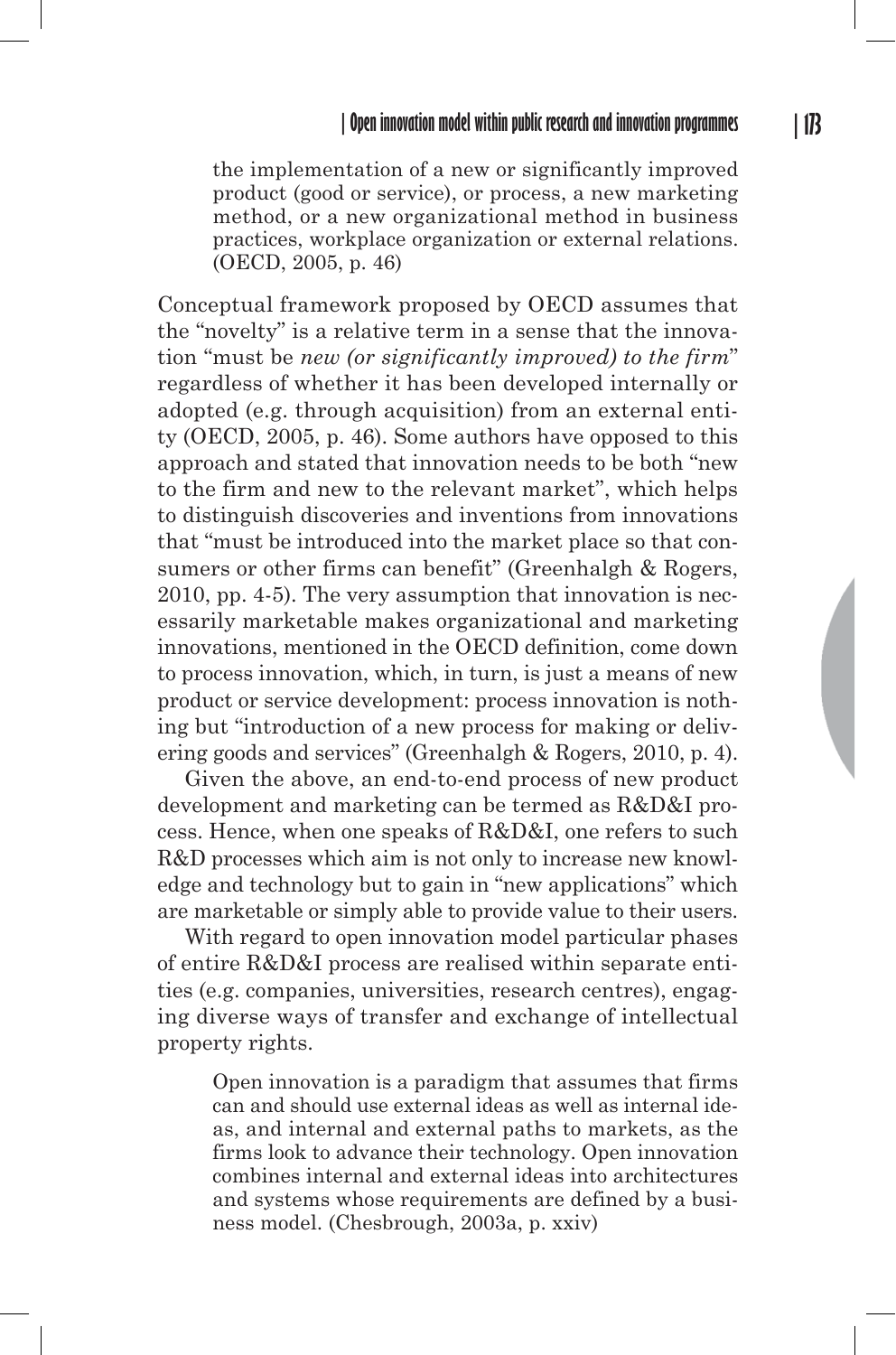> the implementation of a new or significantly improved product (good or service), or process, a new marketing method, or a new organizational method in business practices, workplace organization or external relations. (OECD, 2005, p. 46)

Conceptual framework proposed by OECD assumes that the "novelty" is a relative term in a sense that the innovation "must be *new (or significantly improved) to the firm*" regardless of whether it has been developed internally or adopted (e.g. through acquisition) from an external entity (OECD, 2005, p. 46). Some authors have opposed to this approach and stated that innovation needs to be both "new to the firm and new to the relevant market", which helps to distinguish discoveries and inventions from innovations that "must be introduced into the market place so that consumers or other firms can benefit" (Greenhalgh & Rogers, 2010, pp. 4-5). The very assumption that innovation is necessarily marketable makes organizational and marketing innovations, mentioned in the OECD definition, come down to process innovation, which, in turn, is just a means of new product or service development: process innovation is nothing but "introduction of a new process for making or delivering goods and services" (Greenhalgh & Rogers, 2010, p. 4).

Given the above, an end-to-end process of new product development and marketing can be termed as R&D&I process. Hence, when one speaks of R&D&I, one refers to such R&D processes which aim is not only to increase new knowledge and technology but to gain in "new applications" which are marketable or simply able to provide value to their users.

With regard to open innovation model particular phases of entire R&D&I process are realised within separate entities (e.g. companies, universities, research centres), engaging diverse ways of transfer and exchange of intellectual property rights.

> Open innovation is a paradigm that assumes that firms can and should use external ideas as well as internal ideas, and internal and external paths to markets, as the firms look to advance their technology. Open innovation combines internal and external ideas into architectures and systems whose requirements are defined by a business model. (Chesbrough, 2003a, p. xxiv)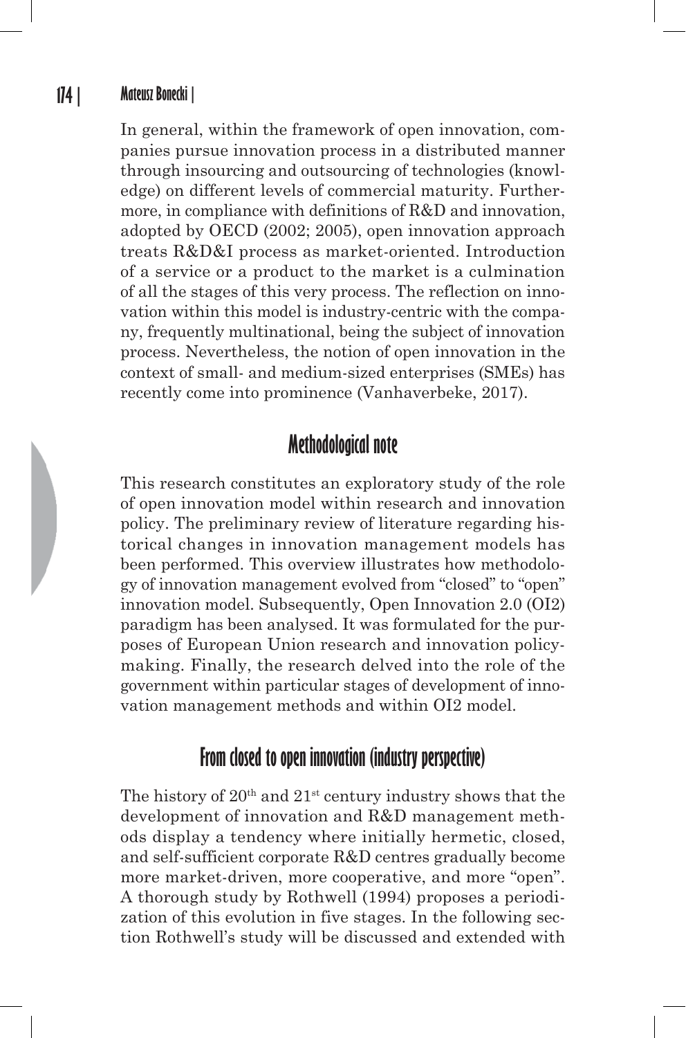In general, within the framework of open innovation, companies pursue innovation process in a distributed manner through insourcing and outsourcing of technologies (knowledge) on different levels of commercial maturity. Furthermore, in compliance with definitions of R&D and innovation, adopted by OECD (2002; 2005), open innovation approach treats R&D&I process as market-oriented. Introduction of a service or a product to the market is a culmination of all the stages of this very process. The reflection on innovation within this model is industry-centric with the company, frequently multinational, being the subject of innovation process. Nevertheless, the notion of open innovation in the context of small- and medium-sized enterprises (SMEs) has recently come into prominence (Vanhaverbeke, 2017).

## Methodological note

This research constitutes an exploratory study of the role of open innovation model within research and innovation policy. The preliminary review of literature regarding historical changes in innovation management models has been performed. This overview illustrates how methodology of innovation management evolved from "closed" to "open" innovation model. Subsequently, Open Innovation 2.0 (OI2) paradigm has been analysed. It was formulated for the purposes of European Union research and innovation policymaking. Finally, the research delved into the role of the government within particular stages of development of innovation management methods and within OI2 model.

## From closed to open innovation (industry perspective)

The history of 20th and 21st century industry shows that the development of innovation and R&D management methods display a tendency where initially hermetic, closed, and self-sufficient corporate R&D centres gradually become more market-driven, more cooperative, and more "open". A thorough study by Rothwell (1994) proposes a periodization of this evolution in five stages. In the following section Rothwell's study will be discussed and extended with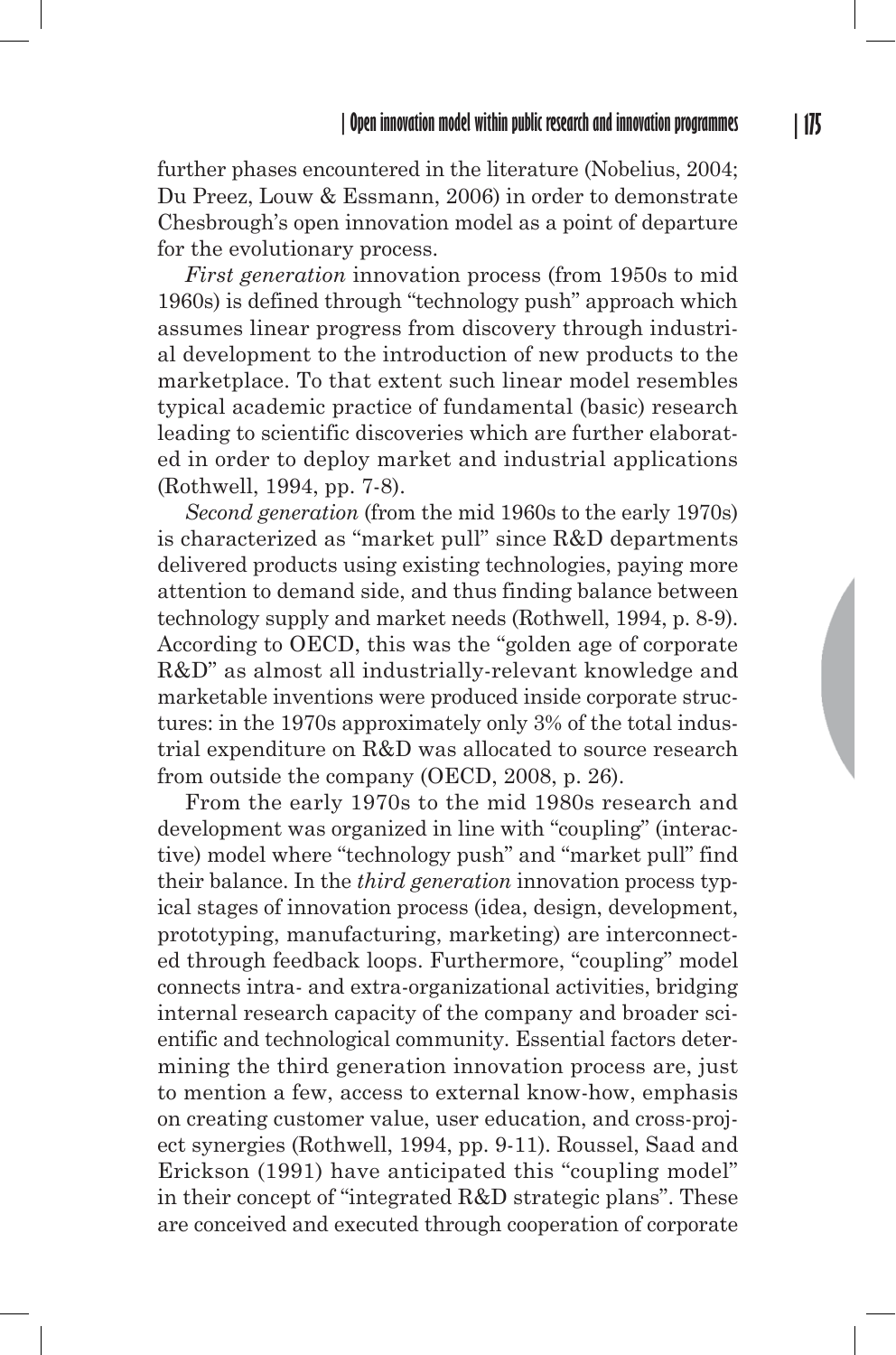further phases encountered in the literature (Nobelius, 2004; Du Preez, Louw & Essmann, 2006) in order to demonstrate Chesbrough's open innovation model as a point of departure for the evolutionary process.

*First generation* innovation process (from 1950s to mid 1960s) is defined through "technology push" approach which assumes linear progress from discovery through industrial development to the introduction of new products to the marketplace. To that extent such linear model resembles typical academic practice of fundamental (basic) research leading to scientific discoveries which are further elaborated in order to deploy market and industrial applications (Rothwell, 1994, pp. 7-8).

*Second generation* (from the mid 1960s to the early 1970s) is characterized as "market pull" since R&D departments delivered products using existing technologies, paying more attention to demand side, and thus finding balance between technology supply and market needs (Rothwell, 1994, p. 8-9). According to OECD, this was the "golden age of corporate R&D" as almost all industrially-relevant knowledge and marketable inventions were produced inside corporate structures: in the 1970s approximately only 3% of the total industrial expenditure on R&D was allocated to source research from outside the company (OECD, 2008, p. 26).

From the early 1970s to the mid 1980s research and development was organized in line with "coupling" (interactive) model where "technology push" and "market pull" find their balance. In the *third generation* innovation process typical stages of innovation process (idea, design, development, prototyping, manufacturing, marketing) are interconnected through feedback loops. Furthermore, "coupling" model connects intra- and extra-organizational activities, bridging internal research capacity of the company and broader scientific and technological community. Essential factors determining the third generation innovation process are, just to mention a few, access to external know-how, emphasis on creating customer value, user education, and cross-project synergies (Rothwell, 1994, pp. 9-11). Roussel, Saad and Erickson (1991) have anticipated this "coupling model" in their concept of "integrated R&D strategic plans". These are conceived and executed through cooperation of corporate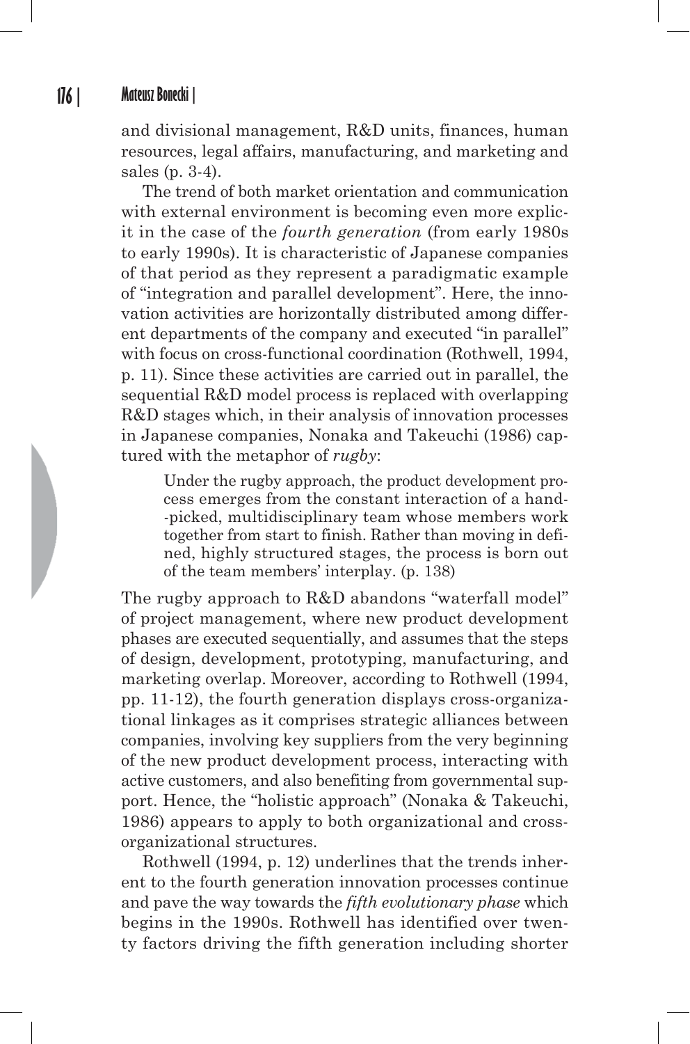and divisional management, R&D units, finances, human resources, legal affairs, manufacturing, and marketing and sales (p. 3-4).

The trend of both market orientation and communication with external environment is becoming even more explicit in the case of the *fourth generation* (from early 1980s to early 1990s). It is characteristic of Japanese companies of that period as they represent a paradigmatic example of "integration and parallel development". Here, the innovation activities are horizontally distributed among different departments of the company and executed "in parallel" with focus on cross-functional coordination (Rothwell, 1994, p. 11). Since these activities are carried out in parallel, the sequential R&D model process is replaced with overlapping R&D stages which, in their analysis of innovation processes in Japanese companies, Nonaka and Takeuchi (1986) captured with the metaphor of *rugby*:

> Under the rugby approach, the product development process emerges from the constant interaction of a hand-picked, multidisciplinary team whose members work together from start to finish. Rather than moving in defined, highly structured stages, the process is born out of the team members' interplay. (p. 138)

The rugby approach to R&D abandons "waterfall model" of project management, where new product development phases are executed sequentially, and assumes that the steps of design, development, prototyping, manufacturing, and marketing overlap. Moreover, according to Rothwell (1994, pp. 11-12), the fourth generation displays cross-organizational linkages as it comprises strategic alliances between companies, involving key suppliers from the very beginning of the new product development process, interacting with active customers, and also benefiting from governmental support. Hence, the "holistic approach" (Nonaka & Takeuchi, 1986) appears to apply to both organizational and cross-organizational structures.

Rothwell (1994, p. 12) underlines that the trends inherent to the fourth generation innovation processes continue and pave the way towards the *fifth evolutionary phase* which begins in the 1990s. Rothwell has identified over twenty factors driving the fifth generation including shorter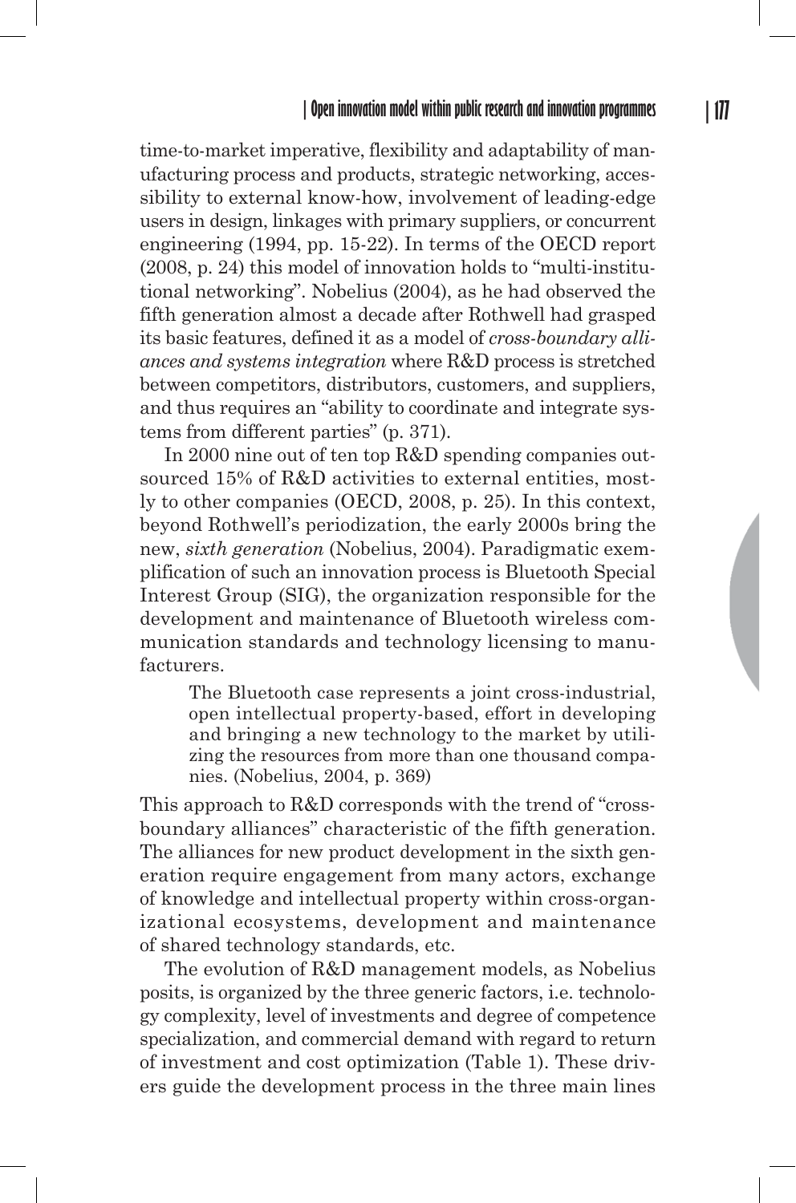time-to-market imperative, flexibility and adaptability of manufacturing process and products, strategic networking, accessibility to external know-how, involvement of leading-edge users in design, linkages with primary suppliers, or concurrent engineering (1994, pp. 15-22). In terms of the OECD report (2008, p. 24) this model of innovation holds to "multi-institutional networking". Nobelius (2004), as he had observed the fifth generation almost a decade after Rothwell had grasped its basic features, defined it as a model of *cross-boundary alliances and systems integration* where R&D process is stretched between competitors, distributors, customers, and suppliers, and thus requires an "ability to coordinate and integrate systems from different parties" (p. 371).

In 2000 nine out of ten top R&D spending companies outsourced 15% of R&D activities to external entities, mostly to other companies (OECD, 2008, p. 25). In this context, beyond Rothwell's periodization, the early 2000s bring the new, *sixth generation* (Nobelius, 2004). Paradigmatic exemplification of such an innovation process is Bluetooth Special Interest Group (SIG), the organization responsible for the development and maintenance of Bluetooth wireless communication standards and technology licensing to manufacturers.

> The Bluetooth case represents a joint cross-industrial, open intellectual property-based, effort in developing and bringing a new technology to the market by utilizing the resources from more than one thousand companies. (Nobelius, 2004, p. 369)

This approach to R&D corresponds with the trend of "cross-boundary alliances" characteristic of the fifth generation. The alliances for new product development in the sixth generation require engagement from many actors, exchange of knowledge and intellectual property within cross-organizational ecosystems, development and maintenance of shared technology standards, etc.

The evolution of R&D management models, as Nobelius posits, is organized by the three generic factors, i.e. technology complexity, level of investments and degree of competence specialization, and commercial demand with regard to return of investment and cost optimization (Table 1). These drivers guide the development process in the three main lines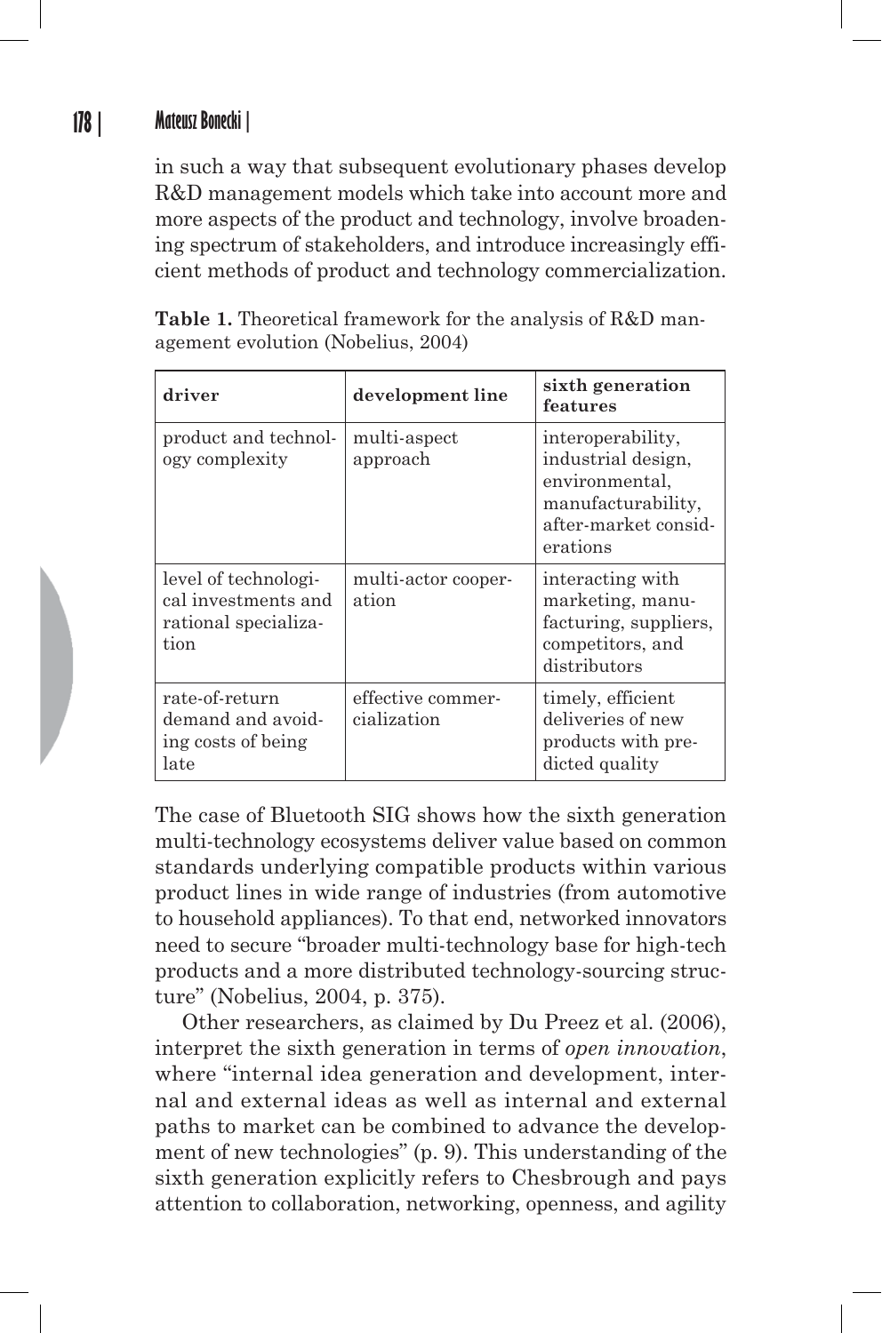in such a way that subsequent evolutionary phases develop R&D management models which take into account more and more aspects of the product and technology, involve broadening spectrum of stakeholders, and introduce increasingly efficient methods of product and technology commercialization.

**Table 1.** Theoretical framework for the analysis of R&D management evolution (Nobelius, 2004)

| driver | development line | sixth generation features |
| --- | --- | --- |
| product and technology complexity | multi-aspect approach | interoperability, industrial design, environmental, manufacturability, after-market considerations |
| level of technological investments and rational specialization | multi-actor cooperation | interacting with marketing, manufacturing, suppliers, competitors, and distributors |
| rate-of-return demand and avoiding costs of being late | effective commercialization | timely, efficient deliveries of new products with predicted quality |

The case of Bluetooth SIG shows how the sixth generation multi-technology ecosystems deliver value based on common standards underlying compatible products within various product lines in wide range of industries (from automotive to household appliances). To that end, networked innovators need to secure "broader multi-technology base for high-tech products and a more distributed technology-sourcing structure" (Nobelius, 2004, p. 375).

Other researchers, as claimed by Du Preez et al. (2006), interpret the sixth generation in terms of *open innovation*, where "internal idea generation and development, internal and external ideas as well as internal and external paths to market can be combined to advance the development of new technologies" (p. 9). This understanding of the sixth generation explicitly refers to Chesbrough and pays attention to collaboration, networking, openness, and agility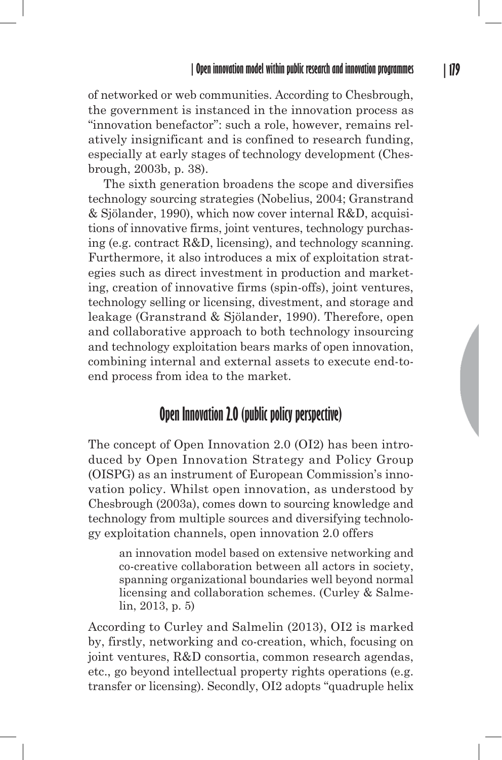of networked or web communities. According to Chesbrough, the government is instanced in the innovation process as "innovation benefactor": such a role, however, remains relatively insignificant and is confined to research funding, especially at early stages of technology development (Chesbrough, 2003b, p. 38).

The sixth generation broadens the scope and diversifies technology sourcing strategies (Nobelius, 2004; Granstrand & Sjölander, 1990), which now cover internal R&D, acquisitions of innovative firms, joint ventures, technology purchasing (e.g. contract R&D, licensing), and technology scanning. Furthermore, it also introduces a mix of exploitation strategies such as direct investment in production and marketing, creation of innovative firms (spin-offs), joint ventures, technology selling or licensing, divestment, and storage and leakage (Granstrand & Sjölander, 1990). Therefore, open and collaborative approach to both technology insourcing and technology exploitation bears marks of open innovation, combining internal and external assets to execute end-to-end process from idea to the market.

## Open Innovation 2.0 (public policy perspective)

The concept of Open Innovation 2.0 (OI2) has been introduced by Open Innovation Strategy and Policy Group (OISPG) as an instrument of European Commission's innovation policy. Whilst open innovation, as understood by Chesbrough (2003a), comes down to sourcing knowledge and technology from multiple sources and diversifying technology exploitation channels, open innovation 2.0 offers

> an innovation model based on extensive networking and co-creative collaboration between all actors in society, spanning organizational boundaries well beyond normal licensing and collaboration schemes. (Curley & Salmelin, 2013, p. 5)

According to Curley and Salmelin (2013), OI2 is marked by, firstly, networking and co-creation, which, focusing on joint ventures, R&D consortia, common research agendas, etc., go beyond intellectual property rights operations (e.g. transfer or licensing). Secondly, OI2 adopts "quadruple helix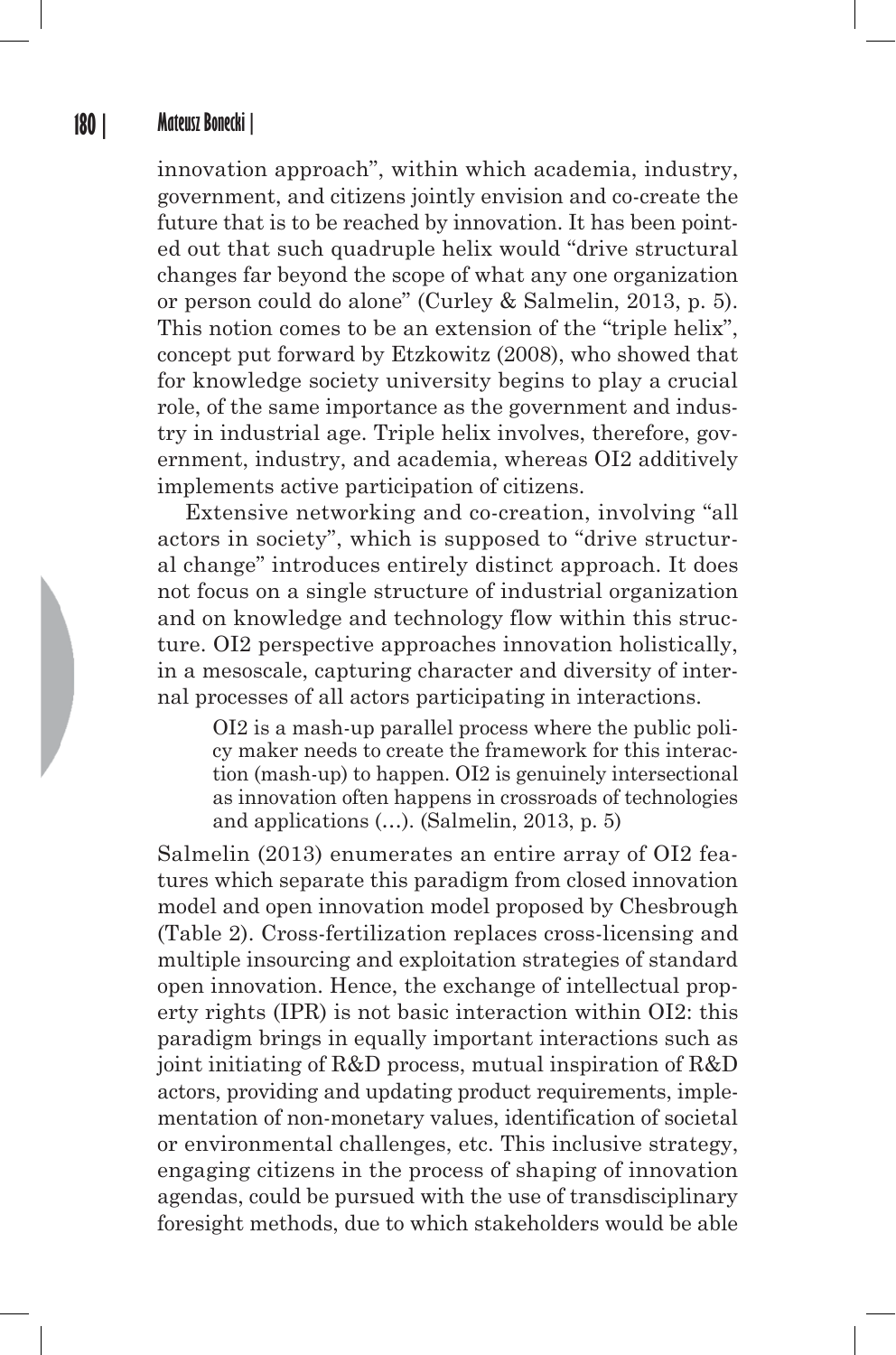innovation approach", within which academia, industry, government, and citizens jointly envision and co-create the future that is to be reached by innovation. It has been pointed out that such quadruple helix would "drive structural changes far beyond the scope of what any one organization or person could do alone" (Curley & Salmelin, 2013, p. 5). This notion comes to be an extension of the "triple helix", concept put forward by Etzkowitz (2008), who showed that for knowledge society university begins to play a crucial role, of the same importance as the government and industry in industrial age. Triple helix involves, therefore, government, industry, and academia, whereas OI2 additively implements active participation of citizens.

Extensive networking and co-creation, involving "all actors in society", which is supposed to "drive structural change" introduces entirely distinct approach. It does not focus on a single structure of industrial organization and on knowledge and technology flow within this structure. OI2 perspective approaches innovation holistically, in a mesoscale, capturing character and diversity of internal processes of all actors participating in interactions.

> OI2 is a mash-up parallel process where the public policy maker needs to create the framework for this interaction (mash-up) to happen. OI2 is genuinely intersectional as innovation often happens in crossroads of technologies and applications (…). (Salmelin, 2013, p. 5)

Salmelin (2013) enumerates an entire array of OI2 features which separate this paradigm from closed innovation model and open innovation model proposed by Chesbrough (Table 2). Cross-fertilization replaces cross-licensing and multiple insourcing and exploitation strategies of standard open innovation. Hence, the exchange of intellectual property rights (IPR) is not basic interaction within OI2: this paradigm brings in equally important interactions such as joint initiating of R&D process, mutual inspiration of R&D actors, providing and updating product requirements, implementation of non-monetary values, identification of societal or environmental challenges, etc. This inclusive strategy, engaging citizens in the process of shaping of innovation agendas, could be pursued with the use of transdisciplinary foresight methods, due to which stakeholders would be able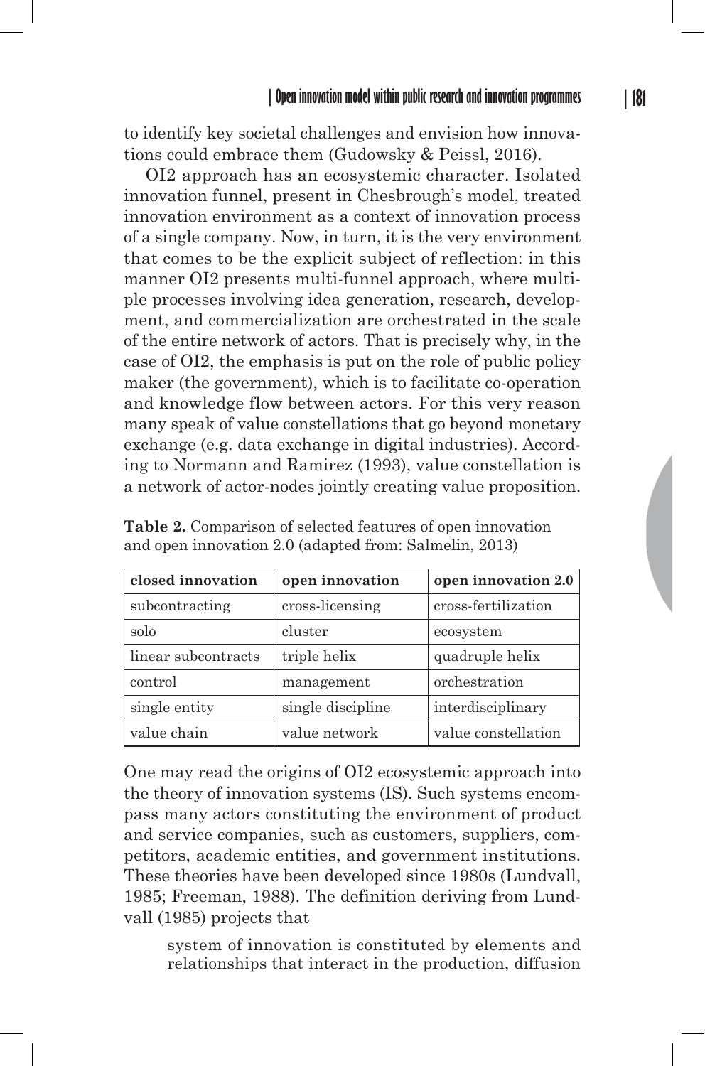to identify key societal challenges and envision how innovations could embrace them (Gudowsky & Peissl, 2016).

OI2 approach has an ecosystemic character. Isolated innovation funnel, present in Chesbrough's model, treated innovation environment as a context of innovation process of a single company. Now, in turn, it is the very environment that comes to be the explicit subject of reflection: in this manner OI2 presents multi-funnel approach, where multiple processes involving idea generation, research, development, and commercialization are orchestrated in the scale of the entire network of actors. That is precisely why, in the case of OI2, the emphasis is put on the role of public policy maker (the government), which is to facilitate co-operation and knowledge flow between actors. For this very reason many speak of value constellations that go beyond monetary exchange (e.g. data exchange in digital industries). According to Normann and Ramirez (1993), value constellation is a network of actor-nodes jointly creating value proposition.

**Table 2.** Comparison of selected features of open innovation and open innovation 2.0 (adapted from: Salmelin, 2013)

| closed innovation | open innovation | open innovation 2.0 |
|---|---|---|
| subcontracting | cross-licensing | cross-fertilization |
| solo | cluster | ecosystem |
| linear subcontracts | triple helix | quadruple helix |
| control | management | orchestration |
| single entity | single discipline | interdisciplinary |
| value chain | value network | value constellation |

One may read the origins of OI2 ecosystemic approach into the theory of innovation systems (IS). Such systems encompass many actors constituting the environment of product and service companies, such as customers, suppliers, competitors, academic entities, and government institutions. These theories have been developed since 1980s (Lundvall, 1985; Freeman, 1988). The definition deriving from Lundvall (1985) projects that

> system of innovation is constituted by elements and relationships that interact in the production, diffusion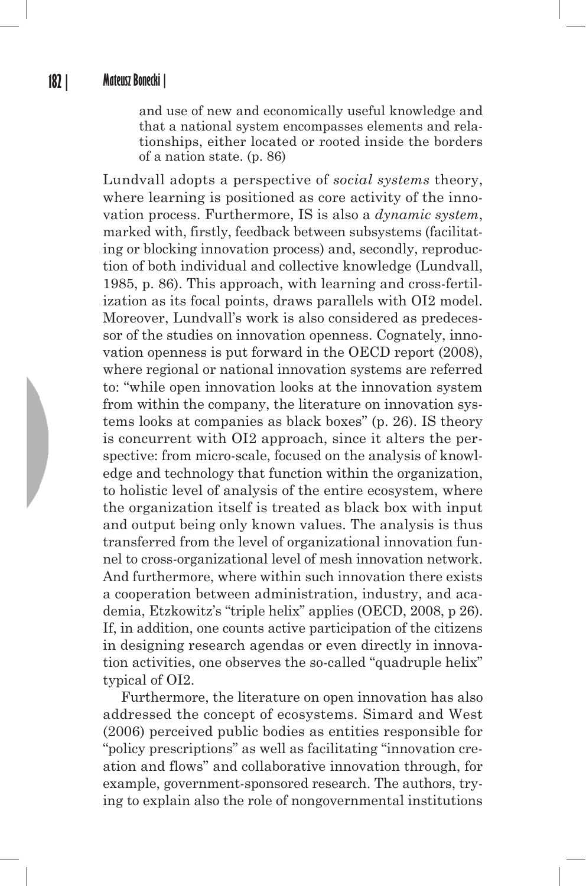> and use of new and economically useful knowledge and that a national system encompasses elements and relationships, either located or rooted inside the borders of a nation state. (p. 86)

Lundvall adopts a perspective of *social systems* theory, where learning is positioned as core activity of the innovation process. Furthermore, IS is also a *dynamic system*, marked with, firstly, feedback between subsystems (facilitating or blocking innovation process) and, secondly, reproduction of both individual and collective knowledge (Lundvall, 1985, p. 86). This approach, with learning and cross-fertilization as its focal points, draws parallels with OI2 model. Moreover, Lundvall's work is also considered as predecessor of the studies on innovation openness. Cognately, innovation openness is put forward in the OECD report (2008), where regional or national innovation systems are referred to: "while open innovation looks at the innovation system from within the company, the literature on innovation systems looks at companies as black boxes" (p. 26). IS theory is concurrent with OI2 approach, since it alters the perspective: from micro-scale, focused on the analysis of knowledge and technology that function within the organization, to holistic level of analysis of the entire ecosystem, where the organization itself is treated as black box with input and output being only known values. The analysis is thus transferred from the level of organizational innovation funnel to cross-organizational level of mesh innovation network. And furthermore, where within such innovation there exists a cooperation between administration, industry, and academia, Etzkowitz's "triple helix" applies (OECD, 2008, p 26). If, in addition, one counts active participation of the citizens in designing research agendas or even directly in innovation activities, one observes the so-called "quadruple helix" typical of OI2.

Furthermore, the literature on open innovation has also addressed the concept of ecosystems. Simard and West (2006) perceived public bodies as entities responsible for "policy prescriptions" as well as facilitating "innovation creation and flows" and collaborative innovation through, for example, government-sponsored research. The authors, trying to explain also the role of nongovernmental institutions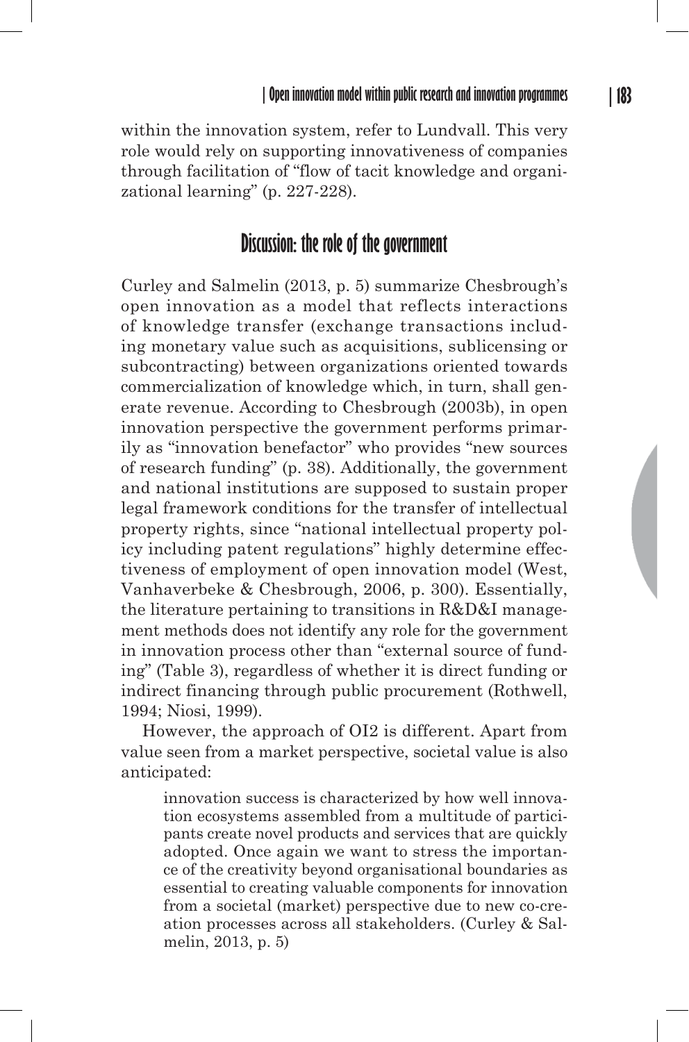within the innovation system, refer to Lundvall. This very role would rely on supporting innovativeness of companies through facilitation of "flow of tacit knowledge and organizational learning" (p. 227-228).

## Discussion: the role of the government

Curley and Salmelin (2013, p. 5) summarize Chesbrough's open innovation as a model that reflects interactions of knowledge transfer (exchange transactions including monetary value such as acquisitions, sublicensing or subcontracting) between organizations oriented towards commercialization of knowledge which, in turn, shall generate revenue. According to Chesbrough (2003b), in open innovation perspective the government performs primarily as "innovation benefactor" who provides "new sources of research funding" (p. 38). Additionally, the government and national institutions are supposed to sustain proper legal framework conditions for the transfer of intellectual property rights, since "national intellectual property policy including patent regulations" highly determine effectiveness of employment of open innovation model (West, Vanhaverbeke & Chesbrough, 2006, p. 300). Essentially, the literature pertaining to transitions in R&D&I management methods does not identify any role for the government in innovation process other than "external source of funding" (Table 3), regardless of whether it is direct funding or indirect financing through public procurement (Rothwell, 1994; Niosi, 1999).

However, the approach of OI2 is different. Apart from value seen from a market perspective, societal value is also anticipated:

> innovation success is characterized by how well innovation ecosystems assembled from a multitude of participants create novel products and services that are quickly adopted. Once again we want to stress the importance of the creativity beyond organisational boundaries as essential to creating valuable components for innovation from a societal (market) perspective due to new co-creation processes across all stakeholders. (Curley & Salmelin, 2013, p. 5)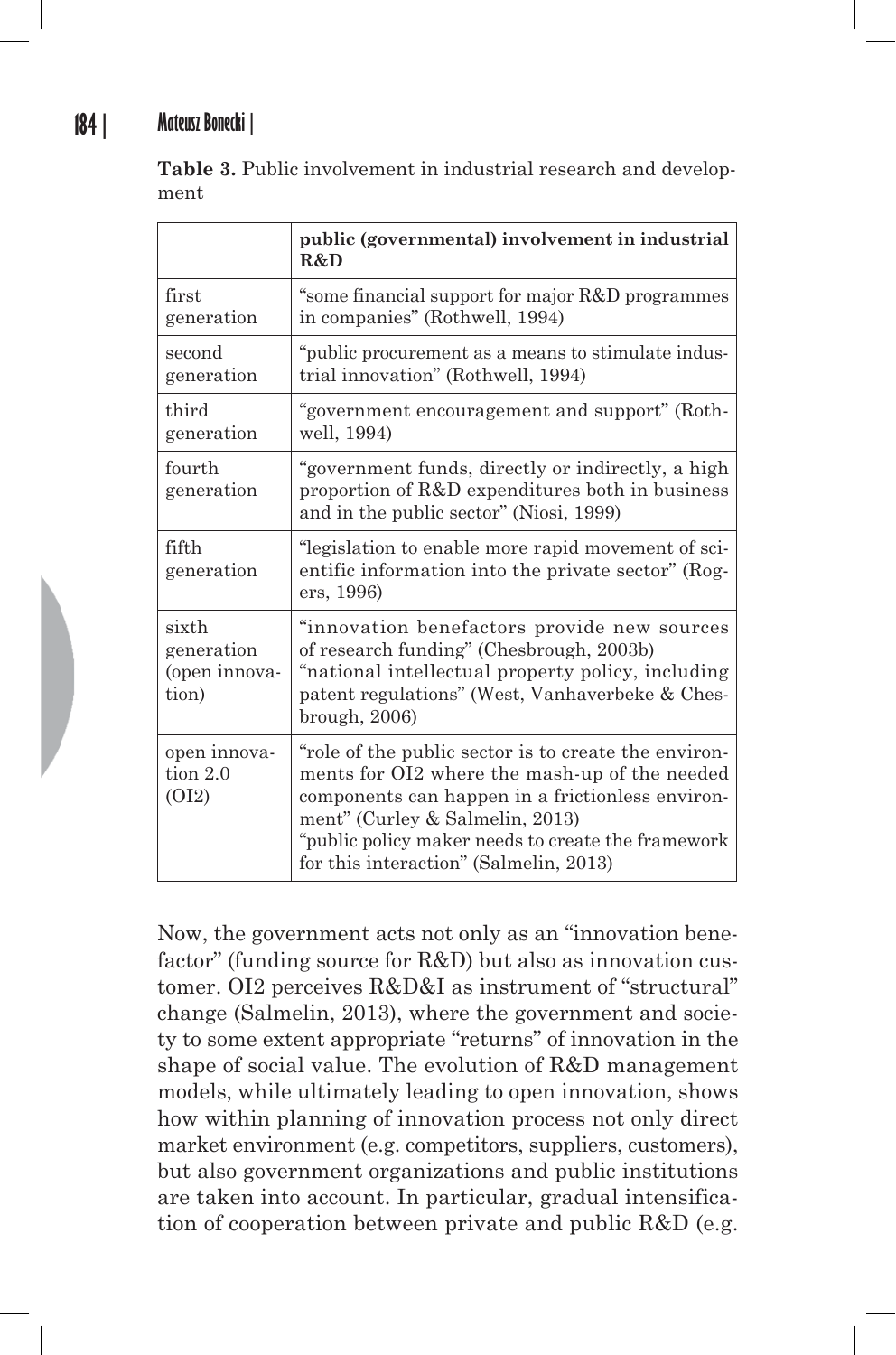**Table 3.** Public involvement in industrial research and development

| | public (governmental) involvement in industrial R&D |
|---|---|
| first generation | "some financial support for major R&D programmes in companies" (Rothwell, 1994) |
| second generation | "public procurement as a means to stimulate industrial innovation" (Rothwell, 1994) |
| third generation | "government encouragement and support" (Rothwell, 1994) |
| fourth generation | "government funds, directly or indirectly, a high proportion of R&D expenditures both in business and in the public sector" (Niosi, 1999) |
| fifth generation | "legislation to enable more rapid movement of scientific information into the private sector" (Rogers, 1996) |
| sixth generation (open innovation) | "innovation benefactors provide new sources of research funding" (Chesbrough, 2003b) "national intellectual property policy, including patent regulations" (West, Vanhaverbeke & Chesbrough, 2006) |
| open innovation 2.0 (OI2) | "role of the public sector is to create the environments for OI2 where the mash-up of the needed components can happen in a frictionless environment" (Curley & Salmelin, 2013) "public policy maker needs to create the framework for this interaction" (Salmelin, 2013) |

Now, the government acts not only as an "innovation benefactor" (funding source for R&D) but also as innovation customer. OI2 perceives R&D&I as instrument of "structural" change (Salmelin, 2013), where the government and society to some extent appropriate "returns" of innovation in the shape of social value. The evolution of R&D management models, while ultimately leading to open innovation, shows how within planning of innovation process not only direct market environment (e.g. competitors, suppliers, customers), but also government organizations and public institutions are taken into account. In particular, gradual intensification of cooperation between private and public R&D (e.g.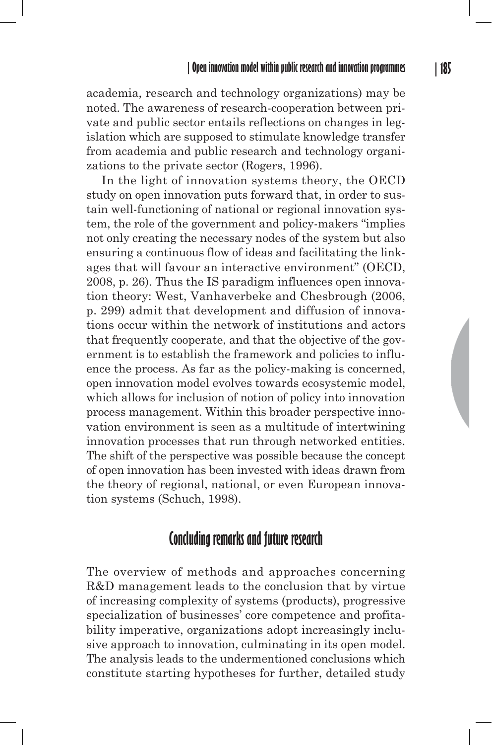academia, research and technology organizations) may be noted. The awareness of research-cooperation between private and public sector entails reflections on changes in legislation which are supposed to stimulate knowledge transfer from academia and public research and technology organizations to the private sector (Rogers, 1996).

In the light of innovation systems theory, the OECD study on open innovation puts forward that, in order to sustain well-functioning of national or regional innovation system, the role of the government and policy-makers "implies not only creating the necessary nodes of the system but also ensuring a continuous flow of ideas and facilitating the linkages that will favour an interactive environment" (OECD, 2008, p. 26). Thus the IS paradigm influences open innovation theory: West, Vanhaverbeke and Chesbrough (2006, p. 299) admit that development and diffusion of innovations occur within the network of institutions and actors that frequently cooperate, and that the objective of the government is to establish the framework and policies to influence the process. As far as the policy-making is concerned, open innovation model evolves towards ecosystemic model, which allows for inclusion of notion of policy into innovation process management. Within this broader perspective innovation environment is seen as a multitude of intertwining innovation processes that run through networked entities. The shift of the perspective was possible because the concept of open innovation has been invested with ideas drawn from the theory of regional, national, or even European innovation systems (Schuch, 1998).

## Concluding remarks and future research

The overview of methods and approaches concerning R&D management leads to the conclusion that by virtue of increasing complexity of systems (products), progressive specialization of businesses' core competence and profitability imperative, organizations adopt increasingly inclusive approach to innovation, culminating in its open model. The analysis leads to the undermentioned conclusions which constitute starting hypotheses for further, detailed study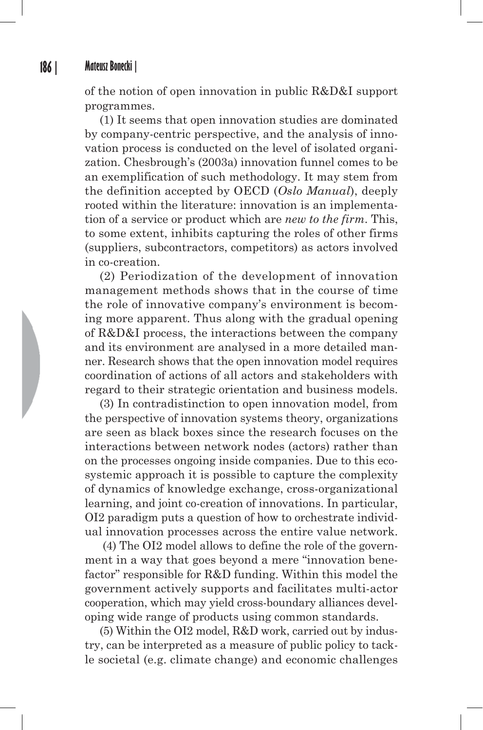of the notion of open innovation in public R&D&I support programmes.

(1) It seems that open innovation studies are dominated by company-centric perspective, and the analysis of innovation process is conducted on the level of isolated organization. Chesbrough's (2003a) innovation funnel comes to be an exemplification of such methodology. It may stem from the definition accepted by OECD (*Oslo Manual*), deeply rooted within the literature: innovation is an implementation of a service or product which are *new to the firm*. This, to some extent, inhibits capturing the roles of other firms (suppliers, subcontractors, competitors) as actors involved in co-creation.

(2) Periodization of the development of innovation management methods shows that in the course of time the role of innovative company's environment is becoming more apparent. Thus along with the gradual opening of R&D&I process, the interactions between the company and its environment are analysed in a more detailed manner. Research shows that the open innovation model requires coordination of actions of all actors and stakeholders with regard to their strategic orientation and business models.

(3) In contradistinction to open innovation model, from the perspective of innovation systems theory, organizations are seen as black boxes since the research focuses on the interactions between network nodes (actors) rather than on the processes ongoing inside companies. Due to this ecosystemic approach it is possible to capture the complexity of dynamics of knowledge exchange, cross-organizational learning, and joint co-creation of innovations. In particular, OI2 paradigm puts a question of how to orchestrate individual innovation processes across the entire value network.

(4) The OI2 model allows to define the role of the government in a way that goes beyond a mere "innovation benefactor" responsible for R&D funding. Within this model the government actively supports and facilitates multi-actor cooperation, which may yield cross-boundary alliances developing wide range of products using common standards.

(5) Within the OI2 model, R&D work, carried out by industry, can be interpreted as a measure of public policy to tackle societal (e.g. climate change) and economic challenges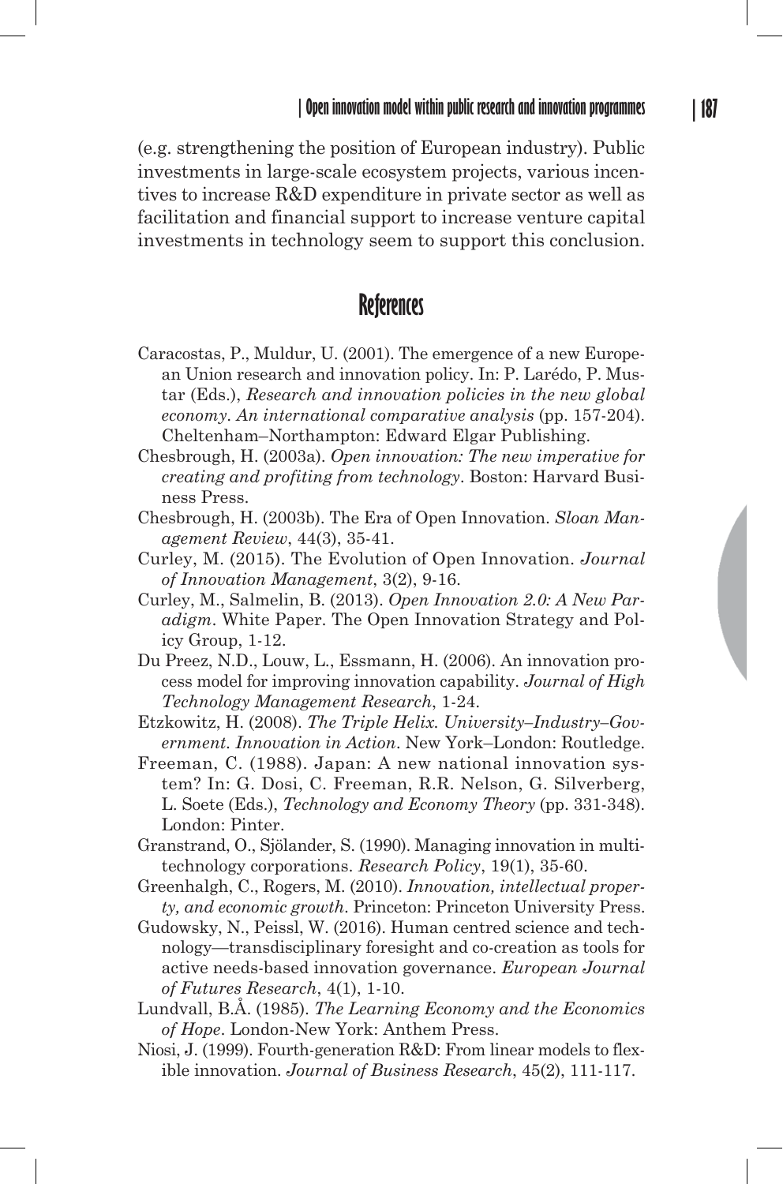(e.g. strengthening the position of European industry). Public investments in large-scale ecosystem projects, various incentives to increase R&D expenditure in private sector as well as facilitation and financial support to increase venture capital investments in technology seem to support this conclusion.

## References

Caracostas, P., Muldur, U. (2001). The emergence of a new European Union research and innovation policy. In: P. Larédo, P. Mustar (Eds.), *Research and innovation policies in the new global economy. An international comparative analysis* (pp. 157-204). Cheltenham–Northampton: Edward Elgar Publishing.

Chesbrough, H. (2003a). *Open innovation: The new imperative for creating and profiting from technology*. Boston: Harvard Business Press.

Chesbrough, H. (2003b). The Era of Open Innovation. *Sloan Management Review*, 44(3), 35-41.

Curley, M. (2015). The Evolution of Open Innovation. *Journal of Innovation Management*, 3(2), 9-16.

Curley, M., Salmelin, B. (2013). *Open Innovation 2.0: A New Paradigm*. White Paper. The Open Innovation Strategy and Policy Group, 1-12.

Du Preez, N.D., Louw, L., Essmann, H. (2006). An innovation process model for improving innovation capability. *Journal of High Technology Management Research*, 1-24.

Etzkowitz, H. (2008). *The Triple Helix. University–Industry–Government. Innovation in Action*. New York–London: Routledge.

Freeman, C. (1988). Japan: A new national innovation system? In: G. Dosi, C. Freeman, R.R. Nelson, G. Silverberg, L. Soete (Eds.), *Technology and Economy Theory* (pp. 331-348). London: Pinter.

Granstrand, O., Sjölander, S. (1990). Managing innovation in multi-technology corporations. *Research Policy*, 19(1), 35-60.

Greenhalgh, C., Rogers, M. (2010). *Innovation, intellectual property, and economic growth*. Princeton: Princeton University Press.

Gudowsky, N., Peissl, W. (2016). Human centred science and technology—transdisciplinary foresight and co-creation as tools for active needs-based innovation governance. *European Journal of Futures Research*, 4(1), 1-10.

Lundvall, B.Å. (1985). *The Learning Economy and the Economics of Hope*. London-New York: Anthem Press.

Niosi, J. (1999). Fourth-generation R&D: From linear models to flexible innovation. *Journal of Business Research*, 45(2), 111-117.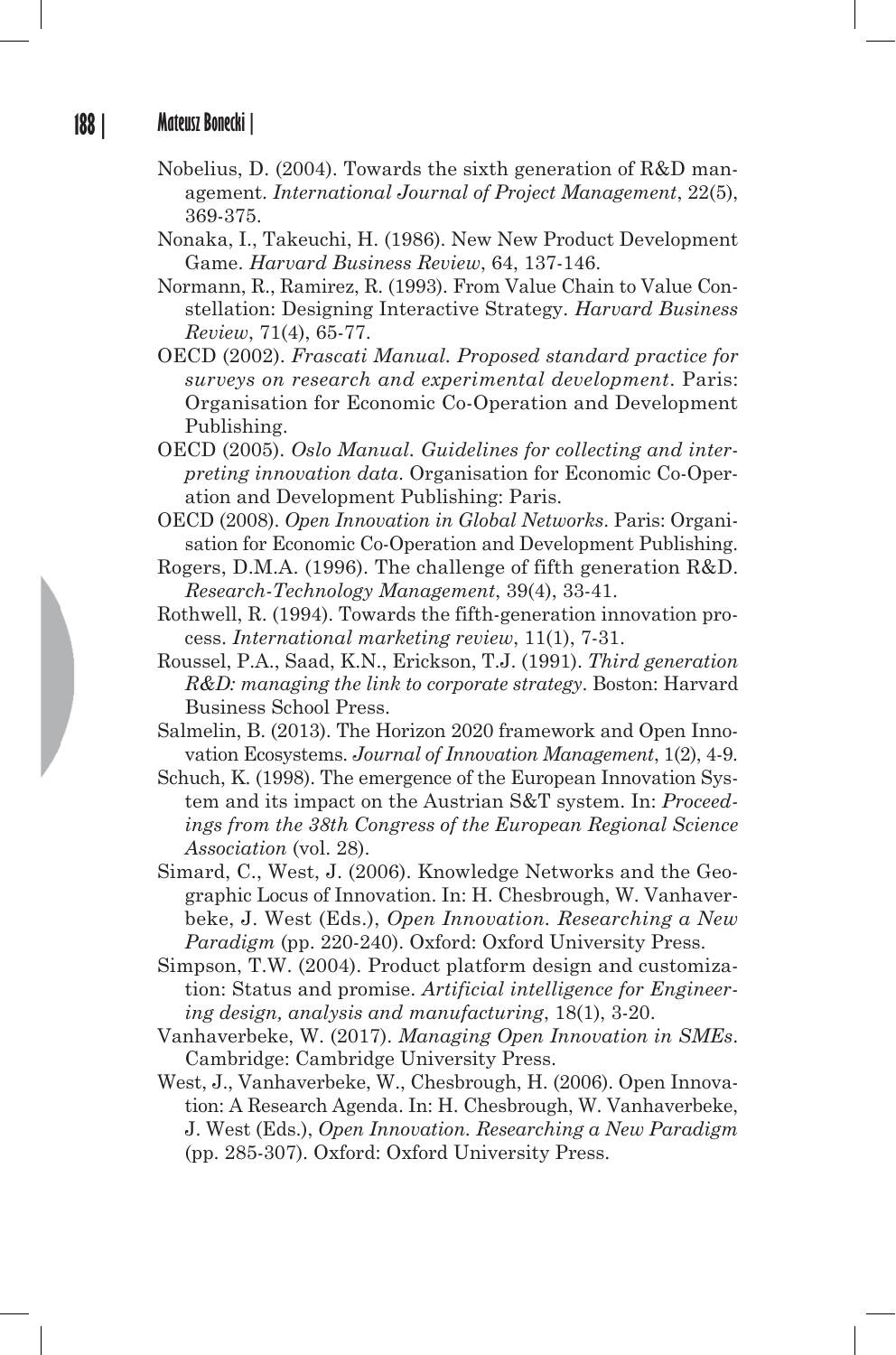Nobelius, D. (2004). Towards the sixth generation of R&D management. *International Journal of Project Management*, 22(5), 369-375.

Nonaka, I., Takeuchi, H. (1986). New New Product Development Game. *Harvard Business Review*, 64, 137-146.

Normann, R., Ramirez, R. (1993). From Value Chain to Value Constellation: Designing Interactive Strategy. *Harvard Business Review*, 71(4), 65-77.

OECD (2002). *Frascati Manual. Proposed standard practice for surveys on research and experimental development*. Paris: Organisation for Economic Co-Operation and Development Publishing.

OECD (2005). *Oslo Manual. Guidelines for collecting and interpreting innovation data*. Organisation for Economic Co-Operation and Development Publishing: Paris.

OECD (2008). *Open Innovation in Global Networks*. Paris: Organisation for Economic Co-Operation and Development Publishing.

Rogers, D.M.A. (1996). The challenge of fifth generation R&D. *Research-Technology Management*, 39(4), 33-41.

Rothwell, R. (1994). Towards the fifth-generation innovation process. *International marketing review*, 11(1), 7-31.

Roussel, P.A., Saad, K.N., Erickson, T.J. (1991). *Third generation R&D: managing the link to corporate strategy*. Boston: Harvard Business School Press.

Salmelin, B. (2013). The Horizon 2020 framework and Open Innovation Ecosystems. *Journal of Innovation Management*, 1(2), 4-9.

Schuch, K. (1998). The emergence of the European Innovation System and its impact on the Austrian S&T system. In: *Proceedings from the 38th Congress of the European Regional Science Association* (vol. 28).

Simard, C., West, J. (2006). Knowledge Networks and the Geographic Locus of Innovation. In: H. Chesbrough, W. Vanhaverbeke, J. West (Eds.), *Open Innovation. Researching a New Paradigm* (pp. 220-240). Oxford: Oxford University Press.

Simpson, T.W. (2004). Product platform design and customization: Status and promise. *Artificial intelligence for Engineering design, analysis and manufacturing*, 18(1), 3-20.

Vanhaverbeke, W. (2017). *Managing Open Innovation in SMEs*. Cambridge: Cambridge University Press.

West, J., Vanhaverbeke, W., Chesbrough, H. (2006). Open Innovation: A Research Agenda. In: H. Chesbrough, W. Vanhaverbeke, J. West (Eds.), *Open Innovation. Researching a New Paradigm* (pp. 285-307). Oxford: Oxford University Press.